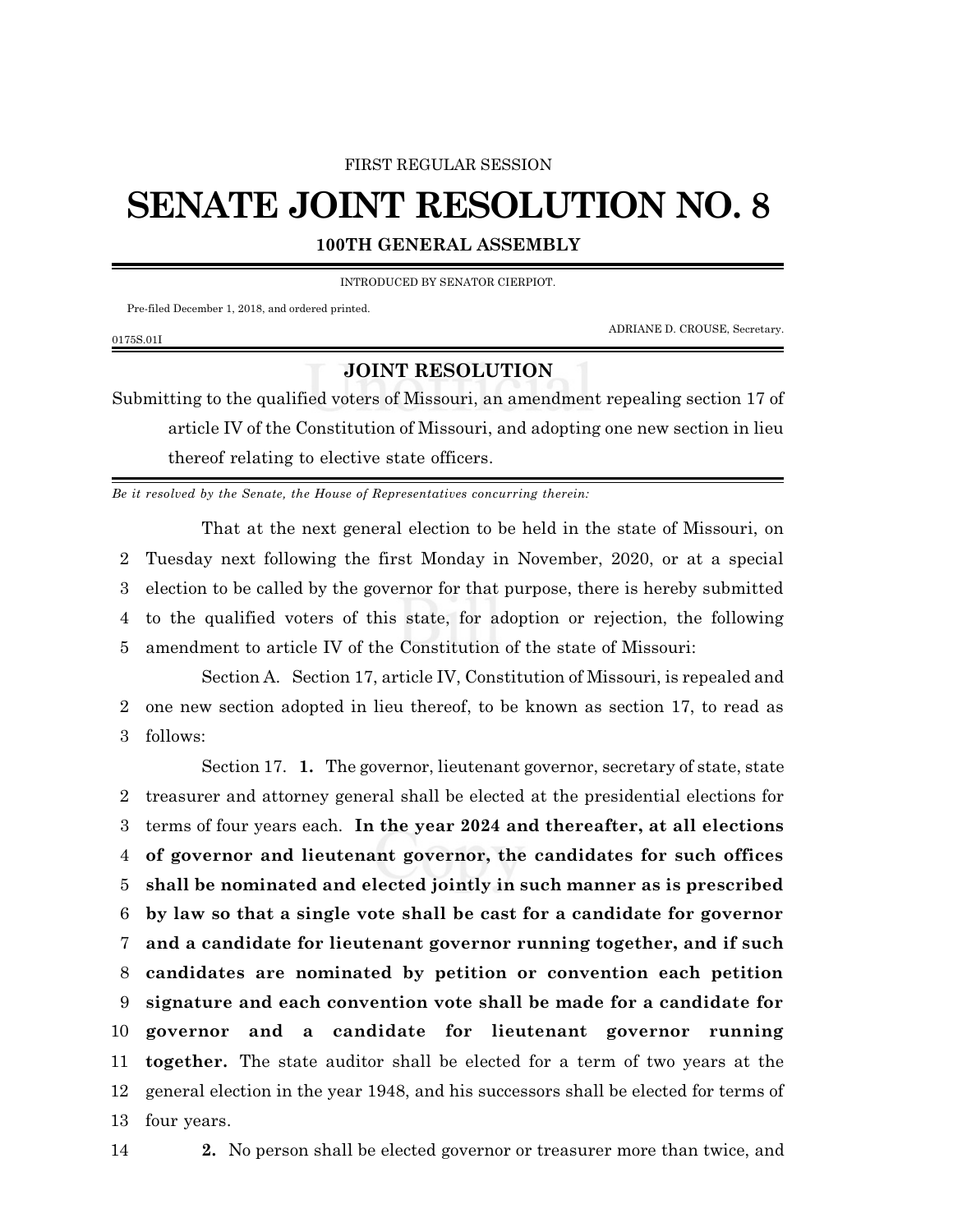FIRST REGULAR SESSION

# SENATE JOINT RESOLUTION NO. 8

## 100TH GENERAL ASSEMBLY

INTRODUCED BY SENATOR CIERPIOT.

Pre-filed December 1, 2018, and ordered printed.

ADRIANE D. CROUSE, Secretary.

0175S.01I

## JOINT RESOLUTION

Submitting to the qualified voters of Missouri, an amendment repealing section 17 of article IV of the Constitution of Missouri, and adopting one new section in lieu thereof relating to elective state officers.

*Be it resolved by the Senate, the House of Representatives concurring therein:*

That at the next general election to be held in the state of Missouri, on Tuesday next following the first Monday in November, 2020, or at a special election to be called by the governor for that purpose, there is hereby submitted to the qualified voters of this state, for adoption or rejection, the following amendment to article IV of the Constitution of the state of Missouri:

Section A. Section 17, article IV, Constitution of Missouri, is repealed and one new section adopted in lieu thereof, to be known as section 17, to read as follows:

Section 17. **1.** The governor, lieutenant governor, secretary of state, state treasurer and attorney general shall be elected at the presidential elections for terms of four years each. **In the year 2024 and thereafter, at all elections of governor and lieutenant governor, the candidates for such offices shall be nominated and elected jointly in such manner as is prescribed by law so that a single vote shall be cast for a candidate for governor and a candidate for lieutenant governor running together, and if such candidates are nominated by petition or convention each petition signature and each convention vote shall be made for a candidate for governor and a candidate for lieutenant governor running together.** The state auditor shall be elected for a term of two years at the general election in the year 1948, and his successors shall be elected for terms of four years.

**2.** No person shall be elected governor or treasurer more than twice, and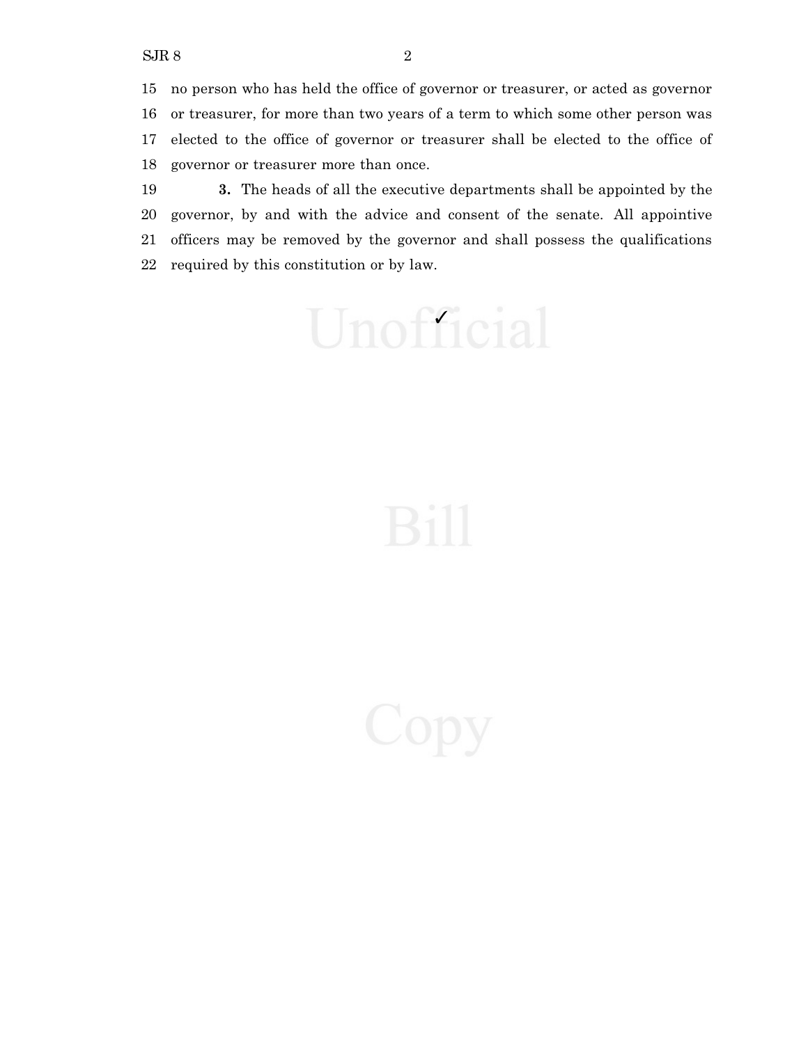no person who has held the office of governor or treasurer, or acted as governor or treasurer, for more than two years of a term to which some other person was elected to the office of governor or treasurer shall be elected to the office of governor or treasurer more than once.

**3.** The heads of all the executive departments shall be appointed by the governor, by and with the advice and consent of the senate. All appointive officers may be removed by the governor and shall possess the qualifications required by this constitution or by law.

✓